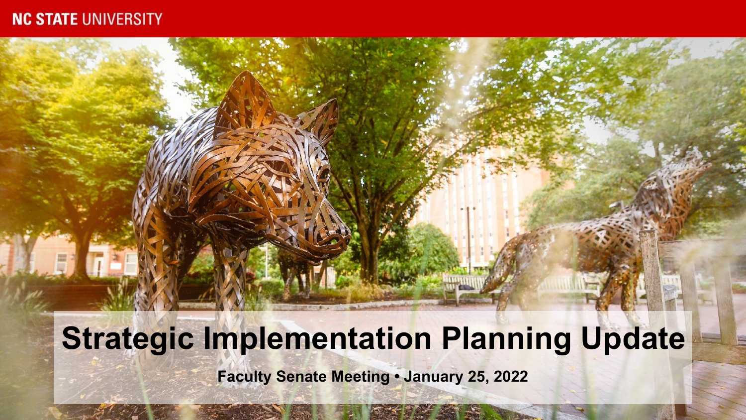NC STATE UNIVERSITY

# Strategic Implementation Planning Update

**Faculty Senate Meeting • January 25, 2022**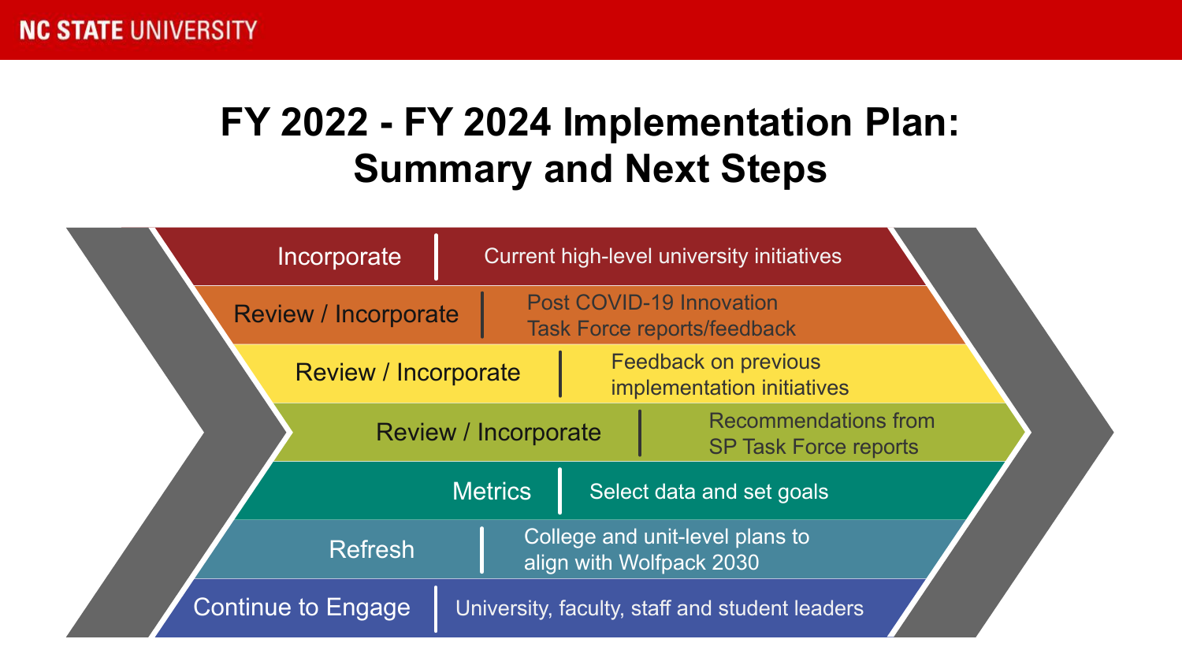# FY 2022 - FY 2024 Implementation Plan: Summary and Next Steps

| | |
|---|---|
| Incorporate | Current high-level university initiatives |
| Review / Incorporate | Post COVID-19 Innovation Task Force reports/feedback |
| Review / Incorporate | Feedback on previous implementation initiatives |
| Review / Incorporate | Recommendations from SP Task Force reports |
| Metrics | Select data and set goals |
| Refresh | College and unit-level plans to align with Wolfpack 2030 |
| Continue to Engage | University, faculty, staff and student leaders |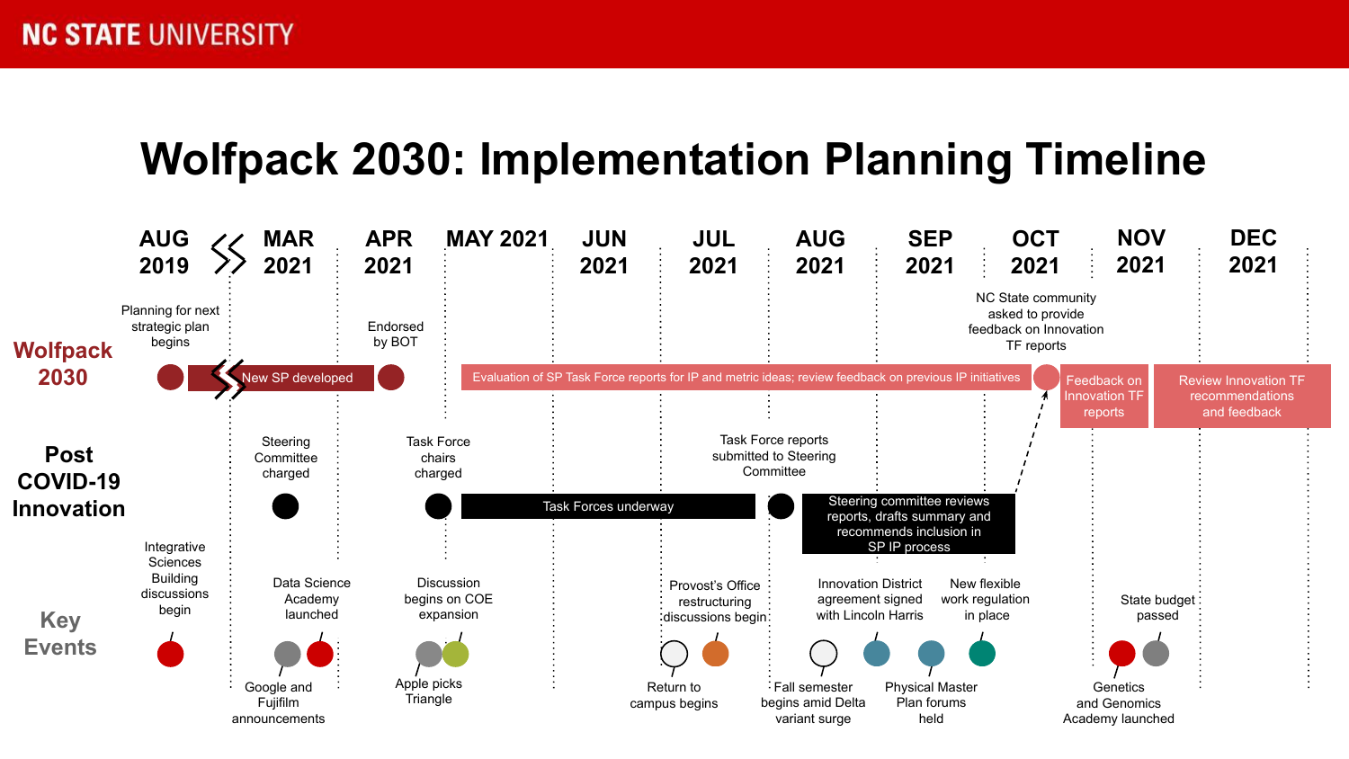# Wolfpack 2030: Implementation Planning Timeline

Timeline columns: AUG 2019 | MAR 2021 | APR 2021 | MAY 2021 | JUN 2021 | JUL 2021 | AUG 2021 | SEP 2021 | OCT 2021 | NOV 2021 | DEC 2021

## Wolfpack 2030

- **AUG 2019:** Planning for next strategic plan begins
- **AUG 2019 – APR 2021:** New SP developed
- **APR 2021:** Endorsed by BOT
- **MAY 2021 – OCT 2021:** Evaluation of SP Task Force reports for IP and metric ideas; review feedback on previous IP initiatives
- **OCT 2021:** NC State community asked to provide feedback on Innovation TF reports
- **NOV 2021:** Feedback on Innovation TF reports
- **DEC 2021:** Review Innovation TF recommendations and feedback

## Post COVID-19 Innovation

- **MAR 2021:** Steering Committee charged
- **APR 2021:** Task Force chairs charged
- **MAY 2021 – JUL 2021:** Task Forces underway
- **AUG 2021:** Task Force reports submitted to Steering Committee
- **AUG 2021 – SEP 2021:** Steering committee reviews reports, drafts summary and recommends inclusion in SP IP process

## Key Events

- **AUG 2019:** Integrative Sciences Building discussions begin
- **MAR 2021:** Google and Fujifilm announcements
- **MAR 2021:** Data Science Academy launched
- **APR 2021:** Apple picks Triangle
- **APR 2021:** Discussion begins on COE expansion
- **JUL 2021:** Return to campus begins
- **JUL 2021:** Provost's Office restructuring discussions begin
- **AUG 2021:** Fall semester begins amid Delta variant surge
- **AUG 2021:** Innovation District agreement signed with Lincoln Harris
- **SEP 2021:** Physical Master Plan forums held
- **SEP 2021:** New flexible work regulation in place
- **NOV 2021:** Genetics and Genomics Academy launched
- **NOV 2021:** State budget passed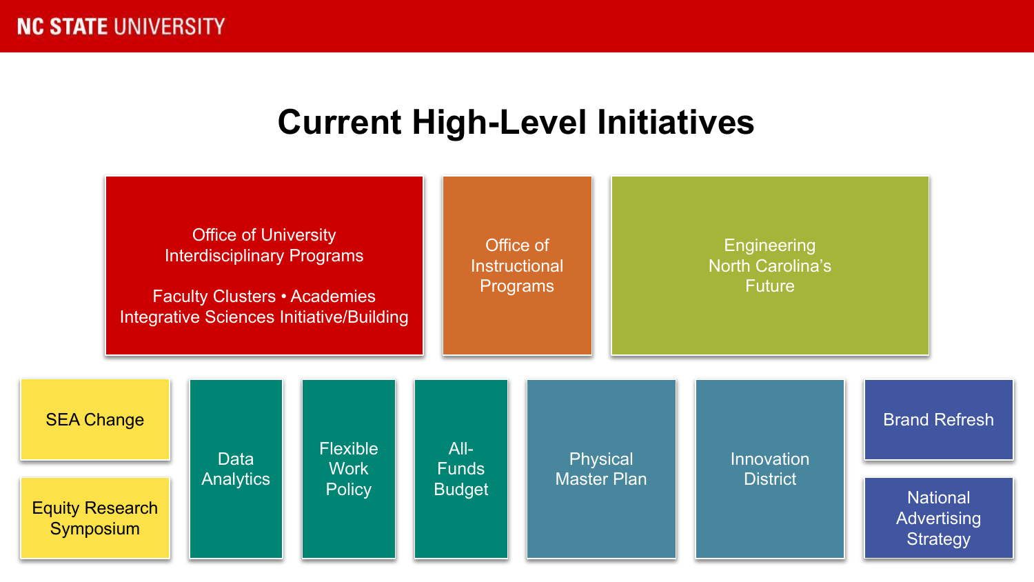# Current High-Level Initiatives

Office of University Interdisciplinary Programs

Faculty Clusters • Academies
Integrative Sciences Initiative/Building

Office of Instructional Programs

Engineering North Carolina's Future

SEA Change

Equity Research Symposium

Data Analytics

Flexible Work Policy

All-Funds Budget

Physical Master Plan

Innovation District

Brand Refresh

National Advertising Strategy